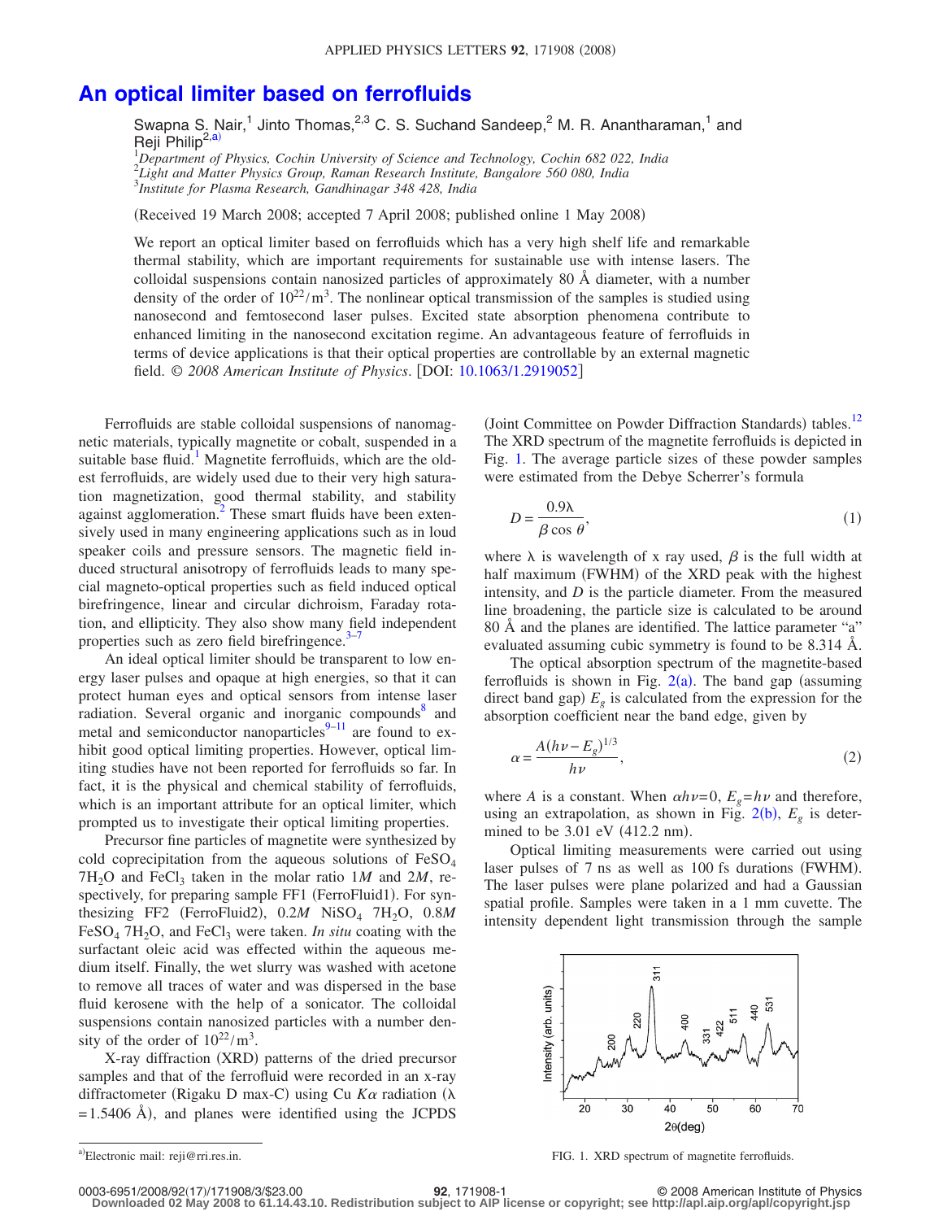# An optical limiter based on ferrofluids

Swapna S. Nair,[1] Jinto Thomas,[2,3] C. S. Suchand Sandeep,[2] M. R. Anantharaman,[1] and Reji Philip[2,a)]

[1]*Department of Physics, Cochin University of Science and Technology, Cochin 682 022, India*
[2]*Light and Matter Physics Group, Raman Research Institute, Bangalore 560 080, India*
[3]*Institute for Plasma Research, Gandhinagar 348 428, India*

(Received 19 March 2008; accepted 7 April 2008; published online 1 May 2008)

We report an optical limiter based on ferrofluids which has a very high shelf life and remarkable thermal stability, which are important requirements for sustainable use with intense lasers. The colloidal suspensions contain nanosized particles of approximately 80 Å diameter, with a number density of the order of $10^{22}/\text{m}^3$. The nonlinear optical transmission of the samples is studied using nanosecond and femtosecond laser pulses. Excited state absorption phenomena contribute to enhanced limiting in the nanosecond excitation regime. An advantageous feature of ferrofluids in terms of device applications is that their optical properties are controllable by an external magnetic field. © *2008 American Institute of Physics*. [DOI: 10.1063/1.2919052]

Ferrofluids are stable colloidal suspensions of nanomagnetic materials, typically magnetite or cobalt, suspended in a suitable base fluid.[1] Magnetite ferrofluids, which are the oldest ferrofluids, are widely used due to their very high saturation magnetization, good thermal stability, and stability against agglomeration.[2] These smart fluids have been extensively used in many engineering applications such as in loud speaker coils and pressure sensors. The magnetic field induced structural anisotropy of ferrofluids leads to many special magneto-optical properties such as field induced optical birefringence, linear and circular dichroism, Faraday rotation, and ellipticity. They also show many field independent properties such as zero field birefringence.[3–7]

An ideal optical limiter should be transparent to low energy laser pulses and opaque at high energies, so that it can protect human eyes and optical sensors from intense laser radiation. Several organic and inorganic compounds[8] and metal and semiconductor nanoparticles[9–11] are found to exhibit good optical limiting properties. However, optical limiting studies have not been reported for ferrofluids so far. In fact, it is the physical and chemical stability of ferrofluids, which is an important attribute for an optical limiter, which prompted us to investigate their optical limiting properties.

Precursor fine particles of magnetite were synthesized by cold coprecipitation from the aqueous solutions of $FeSO_4$ $7H_2O$ and $FeCl_3$ taken in the molar ratio $1M$ and $2M$, respectively, for preparing sample FF1 (FerroFluid1). For synthesizing FF2 (FerroFluid2), $0.2M$ $NiSO_4$ $7H_2O$, $0.8M$ $FeSO_4$ $7H_2O$, and $FeCl_3$ were taken. *In situ* coating with the surfactant oleic acid was effected within the aqueous medium itself. Finally, the wet slurry was washed with acetone to remove all traces of water and was dispersed in the base fluid kerosene with the help of a sonicator. The colloidal suspensions contain nanosized particles with a number density of the order of $10^{22}/\text{m}^3$.

X-ray diffraction (XRD) patterns of the dried precursor samples and that of the ferrofluid were recorded in an x-ray diffractometer (Rigaku D max-C) using Cu $K\alpha$ radiation ($\lambda = 1.5406$ Å), and planes were identified using the JCPDS (Joint Committee on Powder Diffraction Standards) tables.[12] The XRD spectrum of the magnetite ferrofluids is depicted in Fig. 1. The average particle sizes of these powder samples were estimated from the Debye Scherrer's formula

$$D = \frac{0.9\lambda}{\beta \cos\theta}, \tag{1}$$

where $\lambda$ is wavelength of x ray used, $\beta$ is the full width at half maximum (FWHM) of the XRD peak with the highest intensity, and $D$ is the particle diameter. From the measured line broadening, the particle size is calculated to be around 80 Å and the planes are identified. The lattice parameter "a" evaluated assuming cubic symmetry is found to be 8.314 Å.

The optical absorption spectrum of the magnetite-based ferrofluids is shown in Fig. 2(a). The band gap (assuming direct band gap) $E_g$ is calculated from the expression for the absorption coefficient near the band edge, given by

$$\alpha = \frac{A(h\nu - E_g)^{1/3}}{h\nu}, \tag{2}$$

where $A$ is a constant. When $\alpha h\nu = 0$, $E_g = h\nu$ and therefore, using an extrapolation, as shown in Fig. 2(b), $E_g$ is determined to be 3.01 eV (412.2 nm).

Optical limiting measurements were carried out using laser pulses of 7 ns as well as 100 fs durations (FWHM). The laser pulses were plane polarized and had a Gaussian spatial profile. Samples were taken in a 1 mm cuvette. The intensity dependent light transmission through the sample

FIG. 1. XRD spectrum of magnetite ferrofluids.

a)Electronic mail: reji@rri.res.in.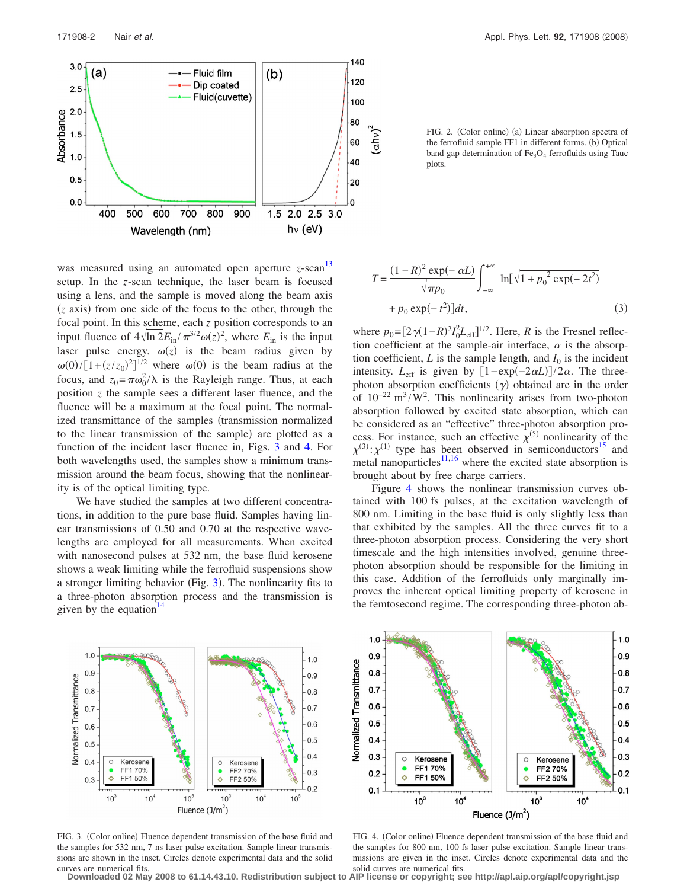FIG. 2. (Color online) (a) Linear absorption spectra of the ferrofluid sample FF1 in different forms. (b) Optical band gap determination of $Fe_3O_4$ ferrofluids using Tauc plots.

was measured using an automated open aperture $z$-scan[13] setup. In the $z$-scan technique, the laser beam is focused using a lens, and the sample is moved along the beam axis ($z$ axis) from one side of the focus to the other, through the focal point. In this scheme, each $z$ position corresponds to an input fluence of $4\sqrt{\ln 2}E_{in}/\pi^{3/2}\omega(z)^2$, where $E_{in}$ is the input laser pulse energy. $\omega(z)$ is the beam radius given by $\omega(0)/[1+(z/z_0)^2]^{1/2}$ where $\omega(0)$ is the beam radius at the focus, and $z_0=\pi\omega_0^2/\lambda$ is the Rayleigh range. Thus, at each position $z$ the sample sees a different laser fluence, and the fluence will be a maximum at the focal point. The normalized transmittance of the samples (transmission normalized to the linear transmission of the sample) are plotted as a function of the incident laser fluence in, Figs. 3 and 4. For both wavelengths used, the samples show a minimum transmission around the beam focus, showing that the nonlinearity is of the optical limiting type.

We have studied the samples at two different concentrations, in addition to the pure base fluid. Samples having linear transmissions of 0.50 and 0.70 at the respective wavelengths are employed for all measurements. When excited with nanosecond pulses at 532 nm, the base fluid kerosene shows a weak limiting while the ferrofluid suspensions show a stronger limiting behavior (Fig. 3). The nonlinearity fits to a three-photon absorption process and the transmission is given by the equation[14]

$$T=\frac{(1-R)^2\exp(-\alpha L)}{\sqrt{\pi}p_0}\int_{-\infty}^{+\infty}\ln[\sqrt{1+p_0{}^2\exp(-2t^2)}+p_0\exp(-t^2)]dt, \tag{3}$$

where $p_0=[2\gamma(1-R)^2I_0^2L_{eff}]^{1/2}$. Here, $R$ is the Fresnel reflection coefficient at the sample-air interface, $\alpha$ is the absorption coefficient, $L$ is the sample length, and $I_0$ is the incident intensity. $L_{eff}$ is given by $[1-\exp(-2\alpha L)]/2\alpha$. The three-photon absorption coefficients ($\gamma$) obtained are in the order of $10^{-22}$ m$^3$/W$^2$. This nonlinearity arises from two-photon absorption followed by excited state absorption, which can be considered as an "effective" three-photon absorption process. For instance, such an effective $\chi^{(5)}$ nonlinearity of the $\chi^{(3)}:\chi^{(1)}$ type has been observed in semiconductors[15] and metal nanoparticles[11,16] where the excited state absorption is brought about by free charge carriers.

Figure 4 shows the nonlinear transmission curves obtained with 100 fs pulses, at the excitation wavelength of 800 nm. Limiting in the base fluid is only slightly less than that exhibited by the samples. All the three curves fit to a three-photon absorption process. Considering the very short timescale and the high intensities involved, genuine three-photon absorption should be responsible for the limiting in this case. Addition of the ferrofluids only marginally improves the inherent optical limiting property of kerosene in the femtosecond regime. The corresponding three-photon ab-

FIG. 3. (Color online) Fluence dependent transmission of the base fluid and the samples for 532 nm, 7 ns laser pulse excitation. Sample linear transmissions are shown in the inset. Circles denote experimental data and the solid curves are numerical fits.

FIG. 4. (Color online) Fluence dependent transmission of the base fluid and the samples for 800 nm, 100 fs laser pulse excitation. Sample linear transmissions are given in the inset. Circles denote experimental data and the solid curves are numerical fits.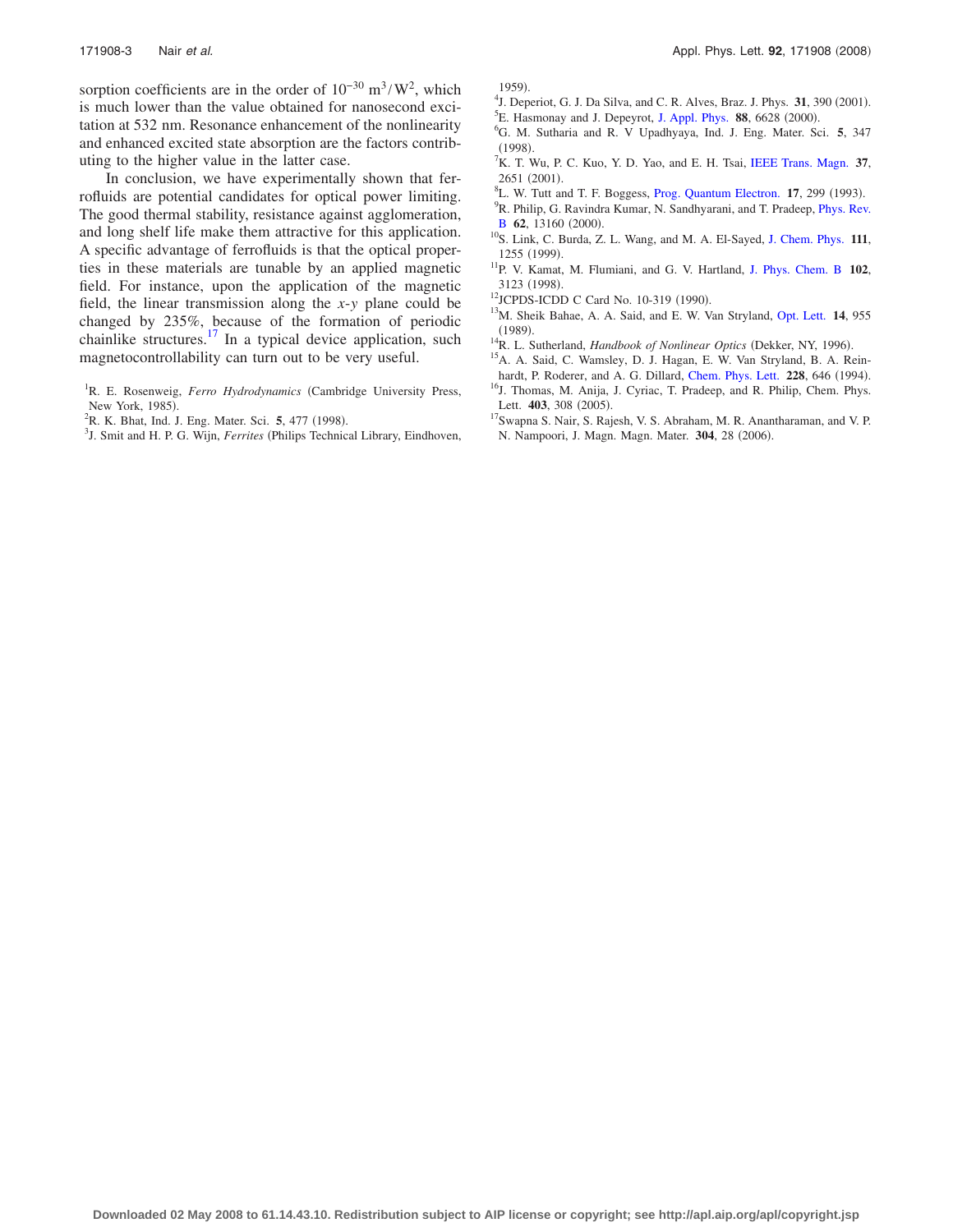sorption coefficients are in the order of $10^{-30}$ $m^3/W^2$, which is much lower than the value obtained for nanosecond excitation at 532 nm. Resonance enhancement of the nonlinearity and enhanced excited state absorption are the factors contributing to the higher value in the latter case.

In conclusion, we have experimentally shown that ferrofluids are potential candidates for optical power limiting. The good thermal stability, resistance against agglomeration, and long shelf life make them attractive for this application. A specific advantage of ferrofluids is that the optical properties in these materials are tunable by an applied magnetic field. For instance, upon the application of the magnetic field, the linear transmission along the *x-y* plane could be changed by 235%, because of the formation of periodic chainlike structures.[17] In a typical device application, such magnetocontrollability can turn out to be very useful.

[1] R. E. Rosenweig, *Ferro Hydrodynamics* (Cambridge University Press, New York, 1985).
[2] R. K. Bhat, Ind. J. Eng. Mater. Sci. **5**, 477 (1998).
[3] J. Smit and H. P. G. Wijn, *Ferrites* (Philips Technical Library, Eindhoven, 1959).
[4] J. Deperiot, G. J. Da Silva, and C. R. Alves, Braz. J. Phys. **31**, 390 (2001).
[5] E. Hasmonay and J. Depeyrot, J. Appl. Phys. **88**, 6628 (2000).
[6] G. M. Sutharia and R. V Upadhyaya, Ind. J. Eng. Mater. Sci. **5**, 347 (1998).
[7] K. T. Wu, P. C. Kuo, Y. D. Yao, and E. H. Tsai, IEEE Trans. Magn. **37**, 2651 (2001).
[8] L. W. Tutt and T. F. Boggess, Prog. Quantum Electron. **17**, 299 (1993).
[9] R. Philip, G. Ravindra Kumar, N. Sandhyarani, and T. Pradeep, Phys. Rev. B **62**, 13160 (2000).
[10] S. Link, C. Burda, Z. L. Wang, and M. A. El-Sayed, J. Chem. Phys. **111**, 1255 (1999).
[11] P. V. Kamat, M. Flumiani, and G. V. Hartland, J. Phys. Chem. B **102**, 3123 (1998).
[12] JCPDS-ICDD C Card No. 10-319 (1990).
[13] M. Sheik Bahae, A. A. Said, and E. W. Van Stryland, Opt. Lett. **14**, 955 (1989).
[14] R. L. Sutherland, *Handbook of Nonlinear Optics* (Dekker, NY, 1996).
[15] A. A. Said, C. Wamsley, D. J. Hagan, E. W. Van Stryland, B. A. Reinhardt, P. Roderer, and A. G. Dillard, Chem. Phys. Lett. **228**, 646 (1994).
[16] J. Thomas, M. Anija, J. Cyriac, T. Pradeep, and R. Philip, Chem. Phys. Lett. **403**, 308 (2005).
[17] Swapna S. Nair, S. Rajesh, V. S. Abraham, M. R. Anantharaman, and V. P. N. Nampoori, J. Magn. Magn. Mater. **304**, 28 (2006).